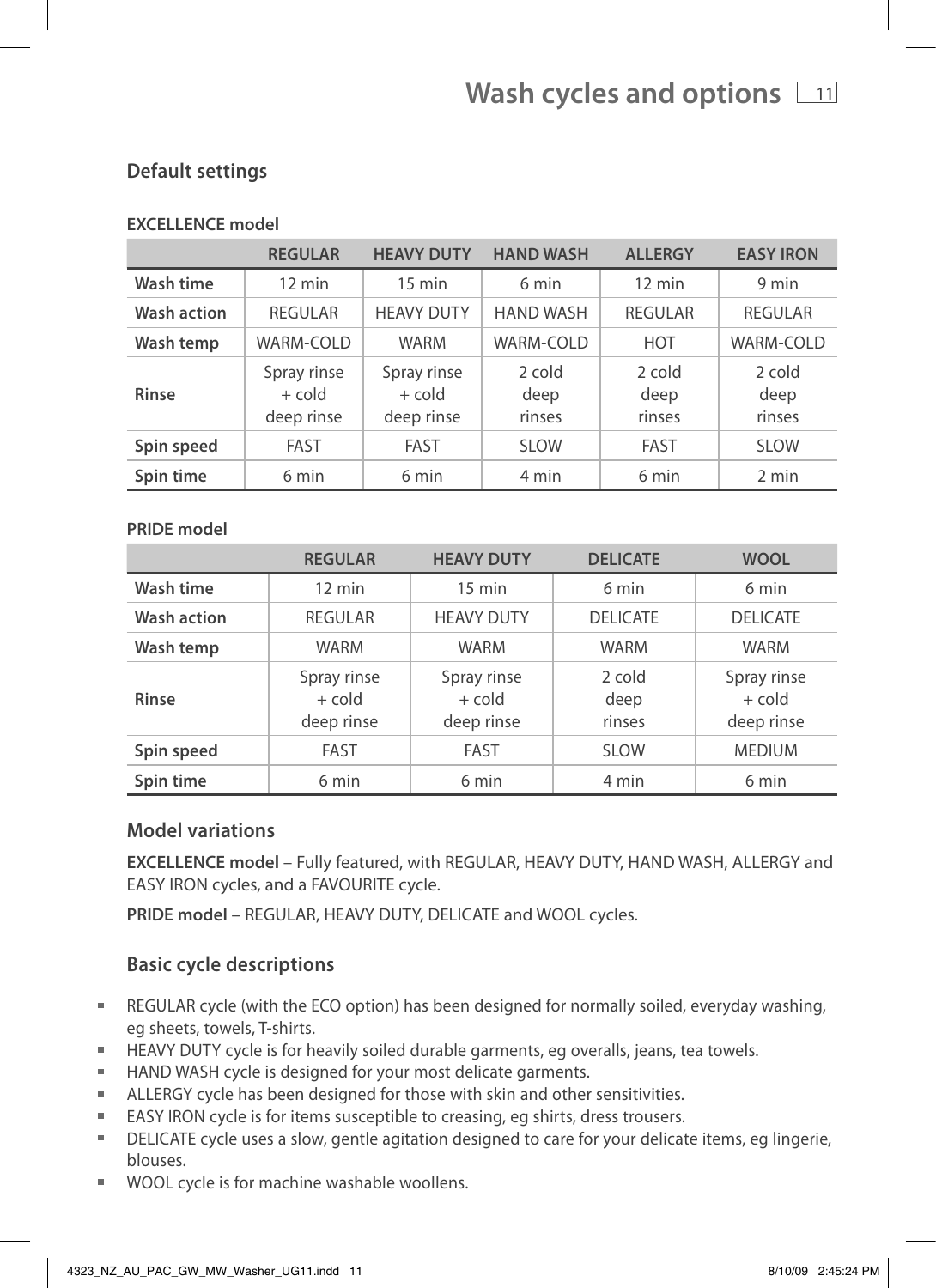# Wash cycles and options

## Default settings

**EXCELLENCE model**

| | REGULAR | HEAVY DUTY | HAND WASH | ALLERGY | EASY IRON |
|---|---|---|---|---|---|
| **Wash time** | 12 min | 15 min | 6 min | 12 min | 9 min |
| **Wash action** | REGULAR | HEAVY DUTY | HAND WASH | REGULAR | REGULAR |
| **Wash temp** | WARM-COLD | WARM | WARM-COLD | HOT | WARM-COLD |
| **Rinse** | Spray rinse + cold deep rinse | Spray rinse + cold deep rinse | 2 cold deep rinses | 2 cold deep rinses | 2 cold deep rinses |
| **Spin speed** | FAST | FAST | SLOW | FAST | SLOW |
| **Spin time** | 6 min | 6 min | 4 min | 6 min | 2 min |

**PRIDE model**

| | REGULAR | HEAVY DUTY | DELICATE | WOOL |
|---|---|---|---|---|
| **Wash time** | 12 min | 15 min | 6 min | 6 min |
| **Wash action** | REGULAR | HEAVY DUTY | DELICATE | DELICATE |
| **Wash temp** | WARM | WARM | WARM | WARM |
| **Rinse** | Spray rinse + cold deep rinse | Spray rinse + cold deep rinse | 2 cold deep rinses | Spray rinse + cold deep rinse |
| **Spin speed** | FAST | FAST | SLOW | MEDIUM |
| **Spin time** | 6 min | 6 min | 4 min | 6 min |

## Model variations

**EXCELLENCE model** – Fully featured, with REGULAR, HEAVY DUTY, HAND WASH, ALLERGY and EASY IRON cycles, and a FAVOURITE cycle.

**PRIDE model** – REGULAR, HEAVY DUTY, DELICATE and WOOL cycles.

## Basic cycle descriptions

- REGULAR cycle (with the ECO option) has been designed for normally soiled, everyday washing, eg sheets, towels, T-shirts.
- HEAVY DUTY cycle is for heavily soiled durable garments, eg overalls, jeans, tea towels.
- HAND WASH cycle is designed for your most delicate garments.
- ALLERGY cycle has been designed for those with skin and other sensitivities.
- EASY IRON cycle is for items susceptible to creasing, eg shirts, dress trousers.
- DELICATE cycle uses a slow, gentle agitation designed to care for your delicate items, eg lingerie, blouses.
- WOOL cycle is for machine washable woollens.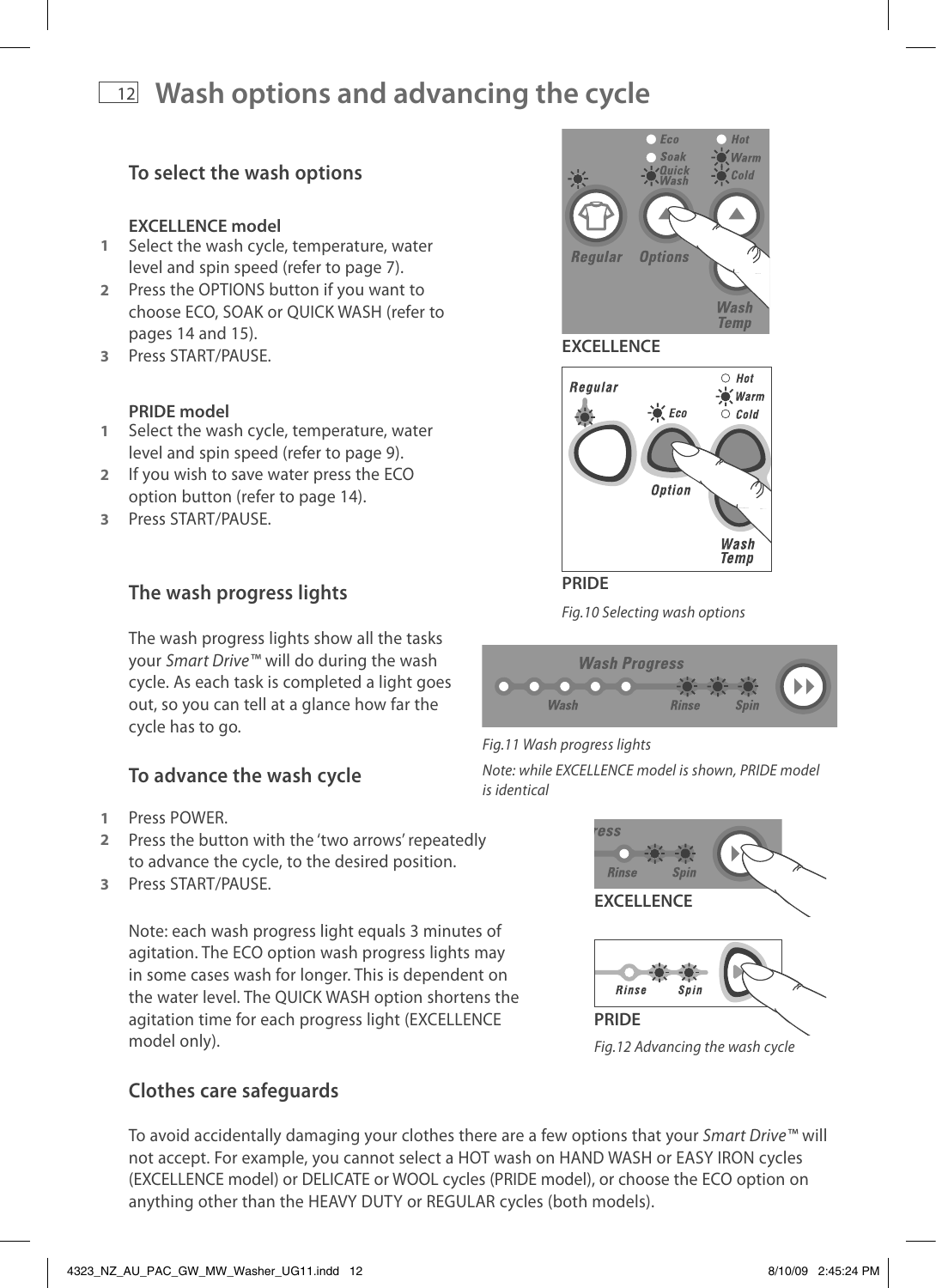# Wash options and advancing the cycle

## To select the wash options

**EXCELLENCE model**

1. Select the wash cycle, temperature, water level and spin speed (refer to page 7).
2. Press the OPTIONS button if you want to choose ECO, SOAK or QUICK WASH (refer to pages 14 and 15).
3. Press START/PAUSE.

**PRIDE model**

1. Select the wash cycle, temperature, water level and spin speed (refer to page 9).
2. If you wish to save water press the ECO option button (refer to page 14).
3. Press START/PAUSE.

EXCELLENCE

PRIDE

*Fig.10 Selecting wash options*

## The wash progress lights

The wash progress lights show all the tasks your *Smart Drive™* will do during the wash cycle. As each task is completed a light goes out, so you can tell at a glance how far the cycle has to go.

*Fig.11 Wash progress lights*

*Note: while EXCELLENCE model is shown, PRIDE model is identical*

## To advance the wash cycle

1. Press POWER.
2. Press the button with the 'two arrows' repeatedly to advance the cycle, to the desired position.
3. Press START/PAUSE.

Note: each wash progress light equals 3 minutes of agitation. The ECO option wash progress lights may in some cases wash for longer. This is dependent on the water level. The QUICK WASH option shortens the agitation time for each progress light (EXCELLENCE model only).

EXCELLENCE

PRIDE

*Fig.12 Advancing the wash cycle*

## Clothes care safeguards

To avoid accidentally damaging your clothes there are a few options that your *Smart Drive™* will not accept. For example, you cannot select a HOT wash on HAND WASH or EASY IRON cycles (EXCELLENCE model) or DELICATE or WOOL cycles (PRIDE model), or choose the ECO option on anything other than the HEAVY DUTY or REGULAR cycles (both models).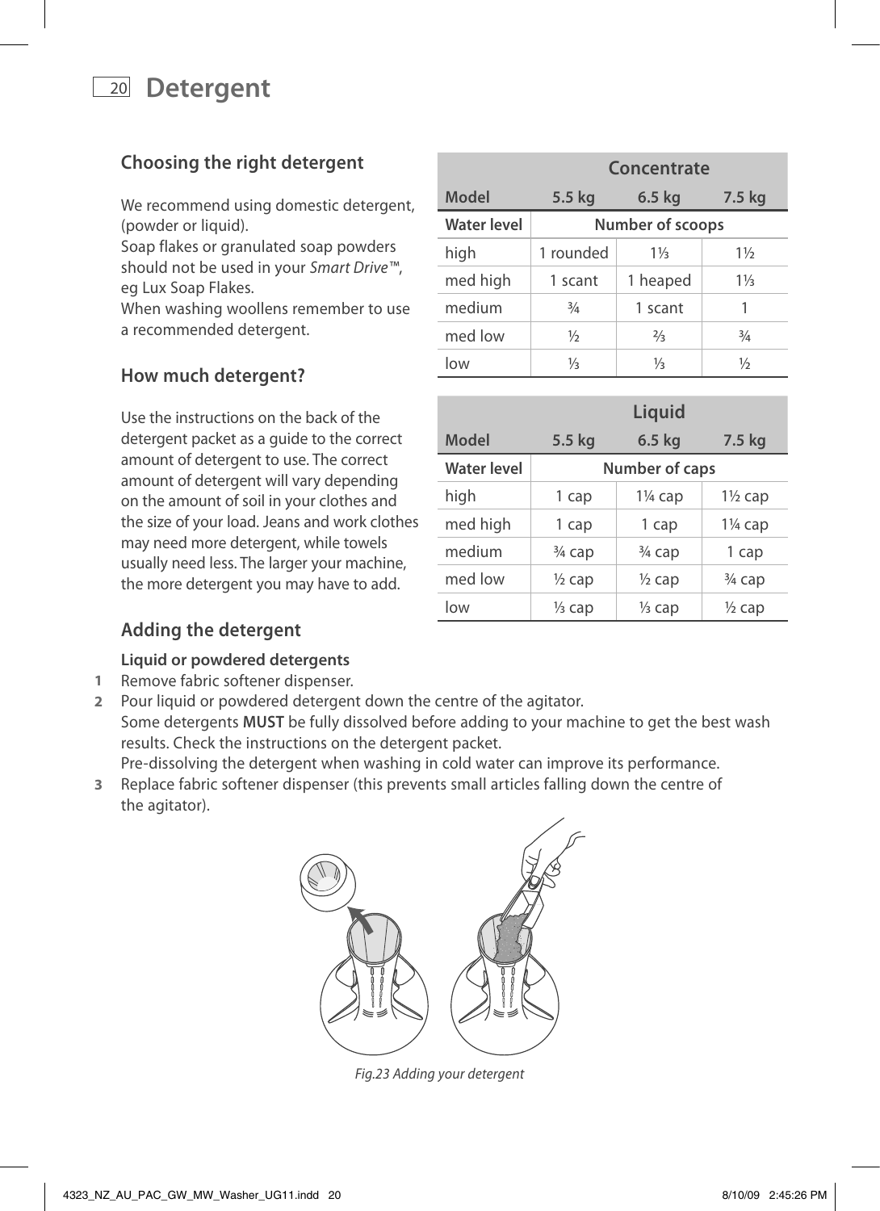# Detergent

## Choosing the right detergent

We recommend using domestic detergent, (powder or liquid).
Soap flakes or granulated soap powders should not be used in your *Smart Drive™*, eg Lux Soap Flakes.
When washing woollens remember to use a recommended detergent.

## How much detergent?

Use the instructions on the back of the detergent packet as a guide to the correct amount of detergent to use. The correct amount of detergent will vary depending on the amount of soil in your clothes and the size of your load. Jeans and work clothes may need more detergent, while towels usually need less. The larger your machine, the more detergent you may have to add.

| Concentrate | | | |
|---|---|---|---|
| **Model** | **5.5 kg** | **6.5 kg** | **7.5 kg** |
| **Water level** | **Number of scoops** | | |
| high | 1 rounded | 1⅓ | 1½ |
| med high | 1 scant | 1 heaped | 1⅓ |
| medium | ¾ | 1 scant | 1 |
| med low | ½ | ⅔ | ¾ |
| low | ⅓ | ⅓ | ½ |

| Liquid | | | |
|---|---|---|---|
| **Model** | **5.5 kg** | **6.5 kg** | **7.5 kg** |
| **Water level** | **Number of caps** | | |
| high | 1 cap | 1¼ cap | 1½ cap |
| med high | 1 cap | 1 cap | 1¼ cap |
| medium | ¾ cap | ¾ cap | 1 cap |
| med low | ½ cap | ½ cap | ¾ cap |
| low | ⅓ cap | ⅓ cap | ½ cap |

## Adding the detergent

**Liquid or powdered detergents**

1. Remove fabric softener dispenser.
2. Pour liquid or powdered detergent down the centre of the agitator.
   Some detergents **MUST** be fully dissolved before adding to your machine to get the best wash results. Check the instructions on the detergent packet.
   Pre-dissolving the detergent when washing in cold water can improve its performance.
3. Replace fabric softener dispenser (this prevents small articles falling down the centre of the agitator).

*Fig.23 Adding your detergent*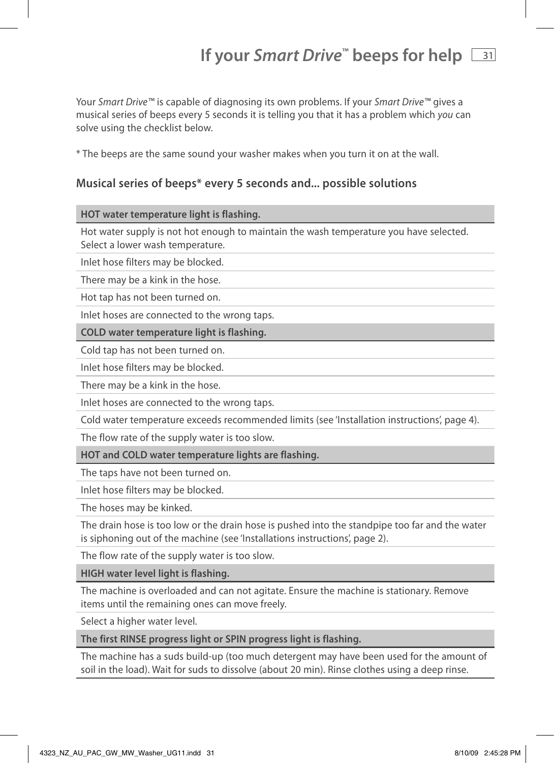# If your *Smart Drive*™ beeps for help

Your *Smart Drive*™ is capable of diagnosing its own problems. If your *Smart Drive*™ gives a musical series of beeps every 5 seconds it is telling you that it has a problem which *you* can solve using the checklist below.

* The beeps are the same sound your washer makes when you turn it on at the wall.

## Musical series of beeps* every 5 seconds and... possible solutions

| **HOT water temperature light is flashing.** |
|---|
| Hot water supply is not hot enough to maintain the wash temperature you have selected. Select a lower wash temperature. |
| Inlet hose filters may be blocked. |
| There may be a kink in the hose. |
| Hot tap has not been turned on. |
| Inlet hoses are connected to the wrong taps. |
| **COLD water temperature light is flashing.** |
| Cold tap has not been turned on. |
| Inlet hose filters may be blocked. |
| There may be a kink in the hose. |
| Inlet hoses are connected to the wrong taps. |
| Cold water temperature exceeds recommended limits (see 'Installation instructions', page 4). |
| The flow rate of the supply water is too slow. |
| **HOT and COLD water temperature lights are flashing.** |
| The taps have not been turned on. |
| Inlet hose filters may be blocked. |
| The hoses may be kinked. |
| The drain hose is too low or the drain hose is pushed into the standpipe too far and the water is siphoning out of the machine (see 'Installations instructions', page 2). |
| The flow rate of the supply water is too slow. |
| **HIGH water level light is flashing.** |
| The machine is overloaded and can not agitate. Ensure the machine is stationary. Remove items until the remaining ones can move freely. |
| Select a higher water level. |
| **The first RINSE progress light or SPIN progress light is flashing.** |
| The machine has a suds build-up (too much detergent may have been used for the amount of soil in the load). Wait for suds to dissolve (about 20 min). Rinse clothes using a deep rinse. |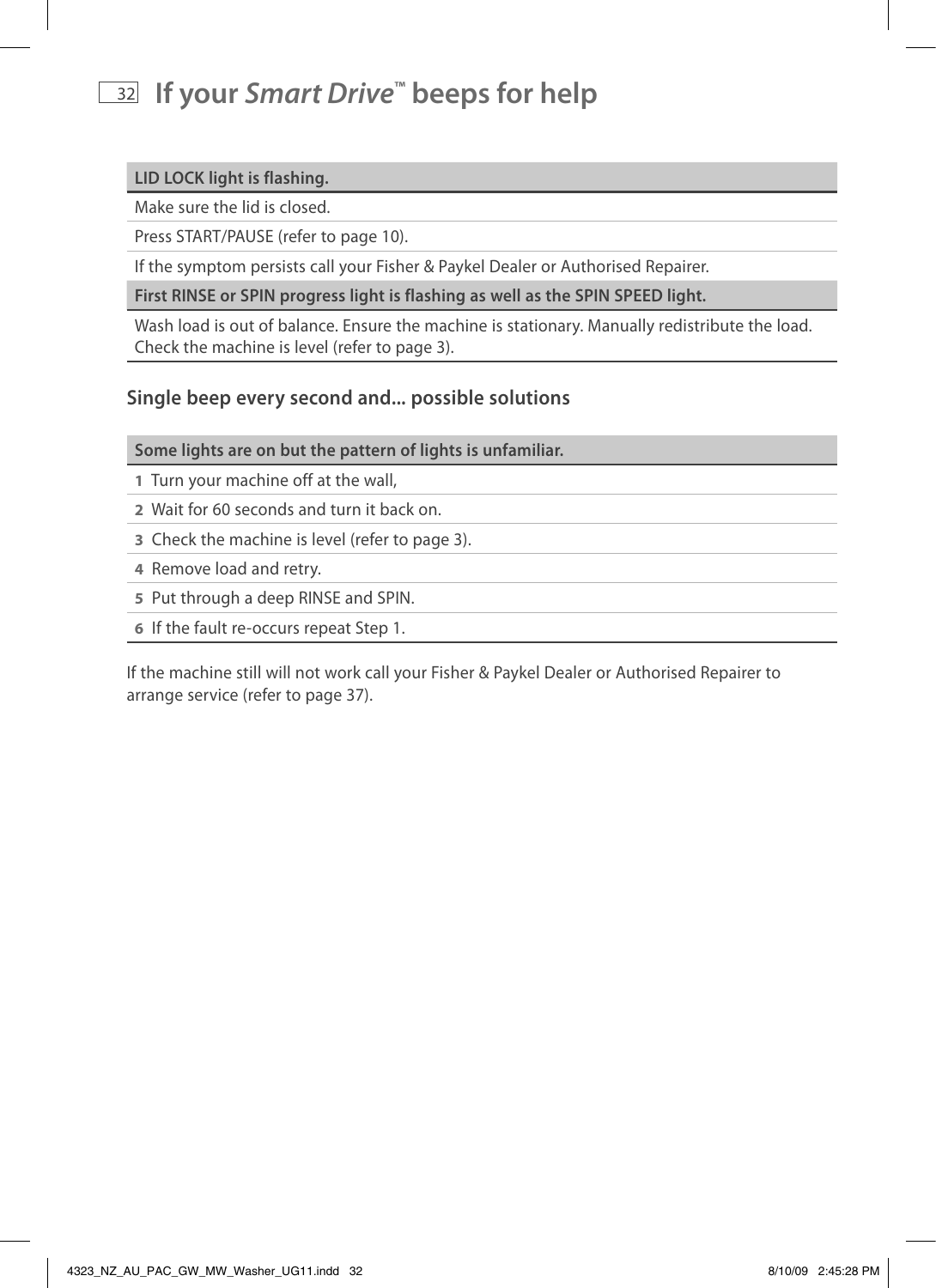# If your *Smart Drive*™ beeps for help

| LID LOCK light is flashing. |
|---|
| Make sure the lid is closed. |
| Press START/PAUSE (refer to page 10). |
| If the symptom persists call your Fisher & Paykel Dealer or Authorised Repairer. |

| First RINSE or SPIN progress light is flashing as well as the SPIN SPEED light. |
|---|
| Wash load is out of balance. Ensure the machine is stationary. Manually redistribute the load. Check the machine is level (refer to page 3). |

## Single beep every second and... possible solutions

| Some lights are on but the pattern of lights is unfamiliar. |
|---|
| **1** Turn your machine off at the wall, |
| **2** Wait for 60 seconds and turn it back on. |
| **3** Check the machine is level (refer to page 3). |
| **4** Remove load and retry. |
| **5** Put through a deep RINSE and SPIN. |
| **6** If the fault re-occurs repeat Step 1. |

If the machine still will not work call your Fisher & Paykel Dealer or Authorised Repairer to arrange service (refer to page 37).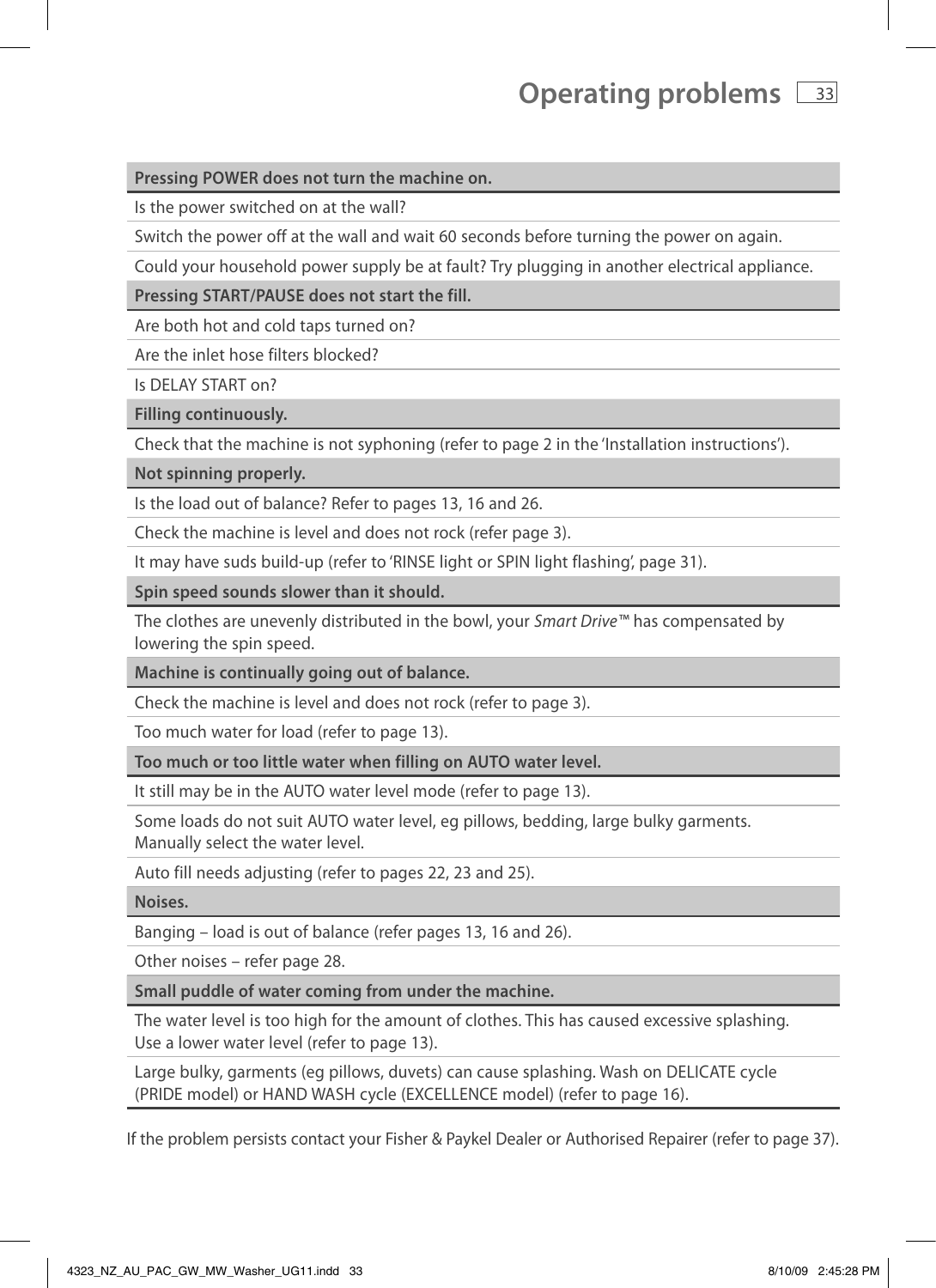# Operating problems

| **Pressing POWER does not turn the machine on.** |
|---|
| Is the power switched on at the wall? |
| Switch the power off at the wall and wait 60 seconds before turning the power on again. |
| Could your household power supply be at fault? Try plugging in another electrical appliance. |
| **Pressing START/PAUSE does not start the fill.** |
| Are both hot and cold taps turned on? |
| Are the inlet hose filters blocked? |
| Is DELAY START on? |
| **Filling continuously.** |
| Check that the machine is not syphoning (refer to page 2 in the 'Installation instructions'). |
| **Not spinning properly.** |
| Is the load out of balance? Refer to pages 13, 16 and 26. |
| Check the machine is level and does not rock (refer page 3). |
| It may have suds build-up (refer to 'RINSE light or SPIN light flashing', page 31). |
| **Spin speed sounds slower than it should.** |
| The clothes are unevenly distributed in the bowl, your *Smart Drive™* has compensated by lowering the spin speed. |
| **Machine is continually going out of balance.** |
| Check the machine is level and does not rock (refer to page 3). |
| Too much water for load (refer to page 13). |
| **Too much or too little water when filling on AUTO water level.** |
| It still may be in the AUTO water level mode (refer to page 13). |
| Some loads do not suit AUTO water level, eg pillows, bedding, large bulky garments. Manually select the water level. |
| Auto fill needs adjusting (refer to pages 22, 23 and 25). |
| **Noises.** |
| Banging – load is out of balance (refer pages 13, 16 and 26). |
| Other noises – refer page 28. |
| **Small puddle of water coming from under the machine.** |
| The water level is too high for the amount of clothes. This has caused excessive splashing. Use a lower water level (refer to page 13). |
| Large bulky, garments (eg pillows, duvets) can cause splashing. Wash on DELICATE cycle (PRIDE model) or HAND WASH cycle (EXCELLENCE model) (refer to page 16). |

If the problem persists contact your Fisher & Paykel Dealer or Authorised Repairer (refer to page 37).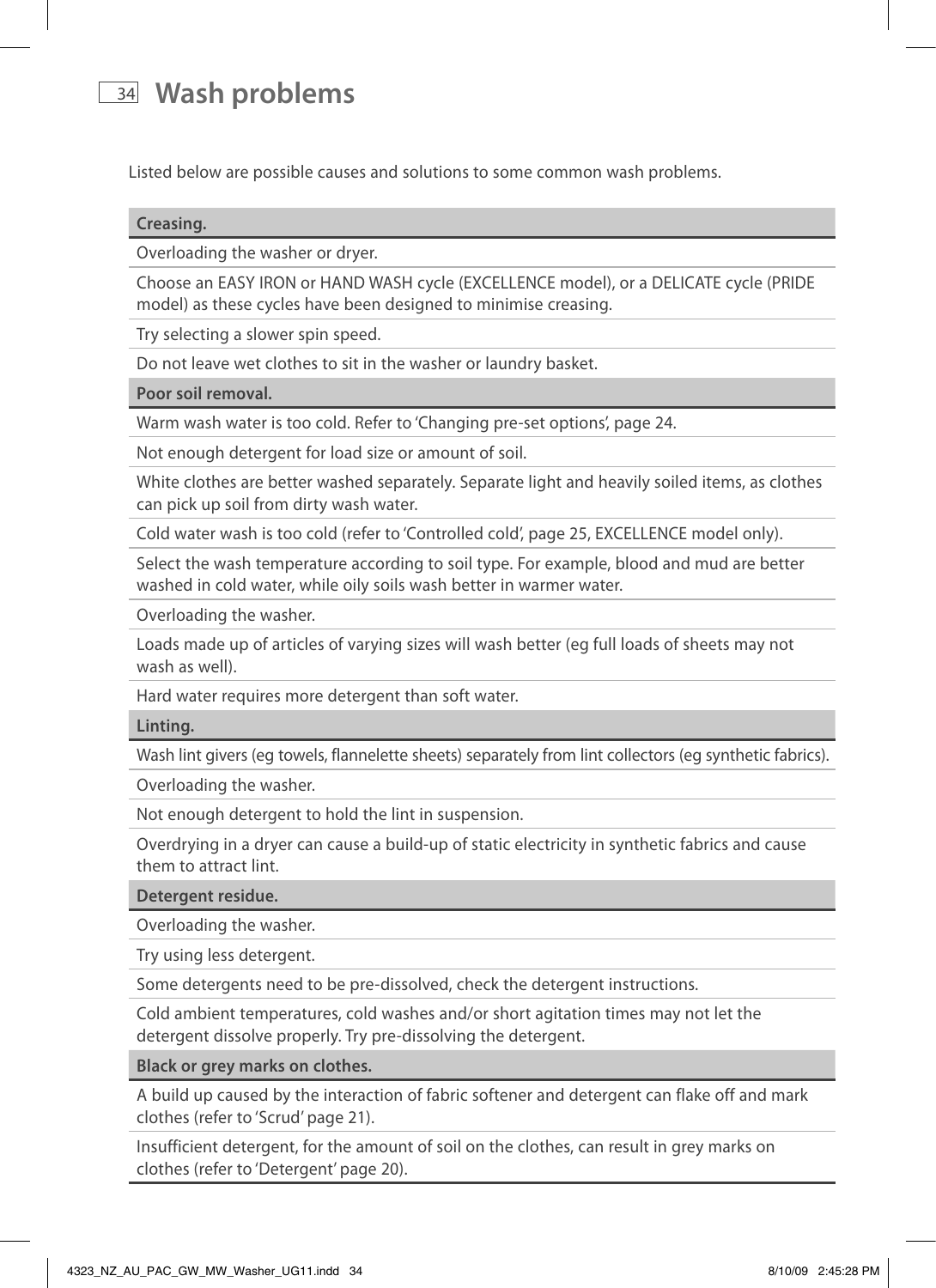# Wash problems

Listed below are possible causes and solutions to some common wash problems.

**Creasing.**

- Overloading the washer or dryer.
- Choose an EASY IRON or HAND WASH cycle (EXCELLENCE model), or a DELICATE cycle (PRIDE model) as these cycles have been designed to minimise creasing.
- Try selecting a slower spin speed.
- Do not leave wet clothes to sit in the washer or laundry basket.

**Poor soil removal.**

- Warm wash water is too cold. Refer to 'Changing pre-set options', page 24.
- Not enough detergent for load size or amount of soil.
- White clothes are better washed separately. Separate light and heavily soiled items, as clothes can pick up soil from dirty wash water.
- Cold water wash is too cold (refer to 'Controlled cold', page 25, EXCELLENCE model only).
- Select the wash temperature according to soil type. For example, blood and mud are better washed in cold water, while oily soils wash better in warmer water.
- Overloading the washer.
- Loads made up of articles of varying sizes will wash better (eg full loads of sheets may not wash as well).
- Hard water requires more detergent than soft water.

**Linting.**

- Wash lint givers (eg towels, flannelette sheets) separately from lint collectors (eg synthetic fabrics).
- Overloading the washer.
- Not enough detergent to hold the lint in suspension.
- Overdrying in a dryer can cause a build-up of static electricity in synthetic fabrics and cause them to attract lint.

**Detergent residue.**

- Overloading the washer.
- Try using less detergent.
- Some detergents need to be pre-dissolved, check the detergent instructions.
- Cold ambient temperatures, cold washes and/or short agitation times may not let the detergent dissolve properly. Try pre-dissolving the detergent.

**Black or grey marks on clothes.**

- A build up caused by the interaction of fabric softener and detergent can flake off and mark clothes (refer to 'Scrud' page 21).
- Insufficient detergent, for the amount of soil on the clothes, can result in grey marks on clothes (refer to 'Detergent' page 20).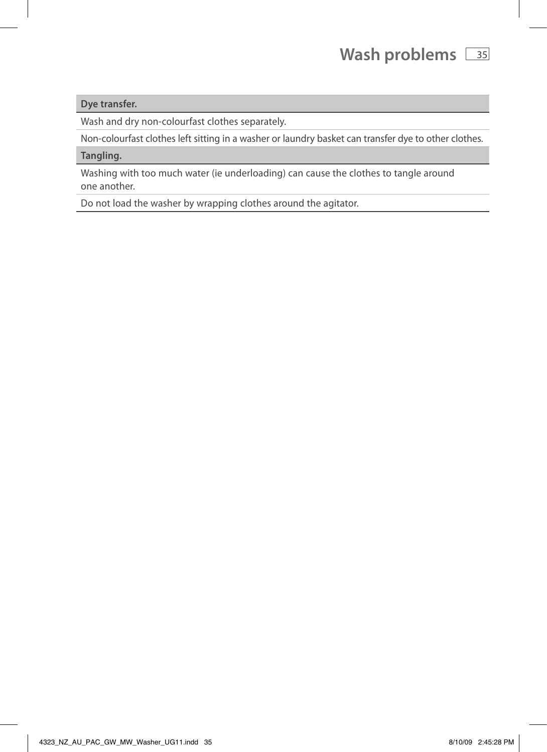# Wash problems

| |
|---|
| **Dye transfer.** |
| Wash and dry non-colourfast clothes separately. |
| Non-colourfast clothes left sitting in a washer or laundry basket can transfer dye to other clothes. |
| **Tangling.** |
| Washing with too much water (ie underloading) can cause the clothes to tangle around one another. |
| Do not load the washer by wrapping clothes around the agitator. |